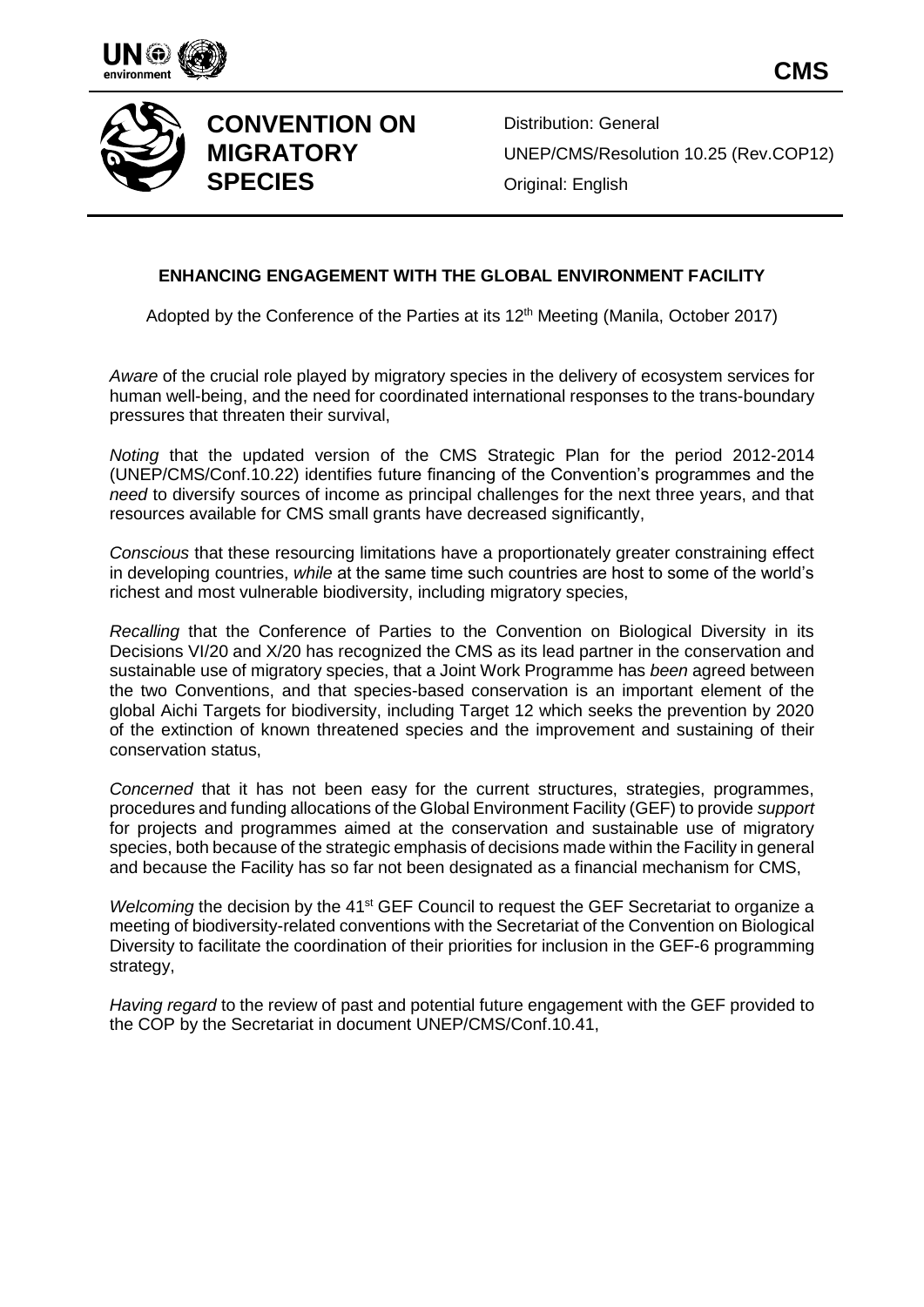**CONVENTION ON MIGRATORY SPECIES**

Distribution: General
UNEP/CMS/Resolution 10.25 (Rev.COP12)
Original: English

## ENHANCING ENGAGEMENT WITH THE GLOBAL ENVIRONMENT FACILITY

Adopted by the Conference of the Parties at its 12th Meeting (Manila, October 2017)

*Aware* of the crucial role played by migratory species in the delivery of ecosystem services for human well-being, and the need for coordinated international responses to the trans-boundary pressures that threaten their survival,

*Noting* that the updated version of the CMS Strategic Plan for the period 2012-2014 (UNEP/CMS/Conf.10.22) identifies future financing of the Convention's programmes and the *need* to diversify sources of income as principal challenges for the next three years, and that resources available for CMS small grants have decreased significantly,

*Conscious* that these resourcing limitations have a proportionately greater constraining effect in developing countries, *while* at the same time such countries are host to some of the world's richest and most vulnerable biodiversity, including migratory species,

*Recalling* that the Conference of Parties to the Convention on Biological Diversity in its Decisions VI/20 and X/20 has recognized the CMS as its lead partner in the conservation and sustainable use of migratory species, that a Joint Work Programme has *been* agreed between the two Conventions, and that species-based conservation is an important element of the global Aichi Targets for biodiversity, including Target 12 which seeks the prevention by 2020 of the extinction of known threatened species and the improvement and sustaining of their conservation status,

*Concerned* that it has not been easy for the current structures, strategies, programmes, procedures and funding allocations of the Global Environment Facility (GEF) to provide *support* for projects and programmes aimed at the conservation and sustainable use of migratory species, both because of the strategic emphasis of decisions made within the Facility in general and because the Facility has so far not been designated as a financial mechanism for CMS,

*Welcoming* the decision by the 41st GEF Council to request the GEF Secretariat to organize a meeting of biodiversity-related conventions with the Secretariat of the Convention on Biological Diversity to facilitate the coordination of their priorities for inclusion in the GEF-6 programming strategy,

*Having regard* to the review of past and potential future engagement with the GEF provided to the COP by the Secretariat in document UNEP/CMS/Conf.10.41,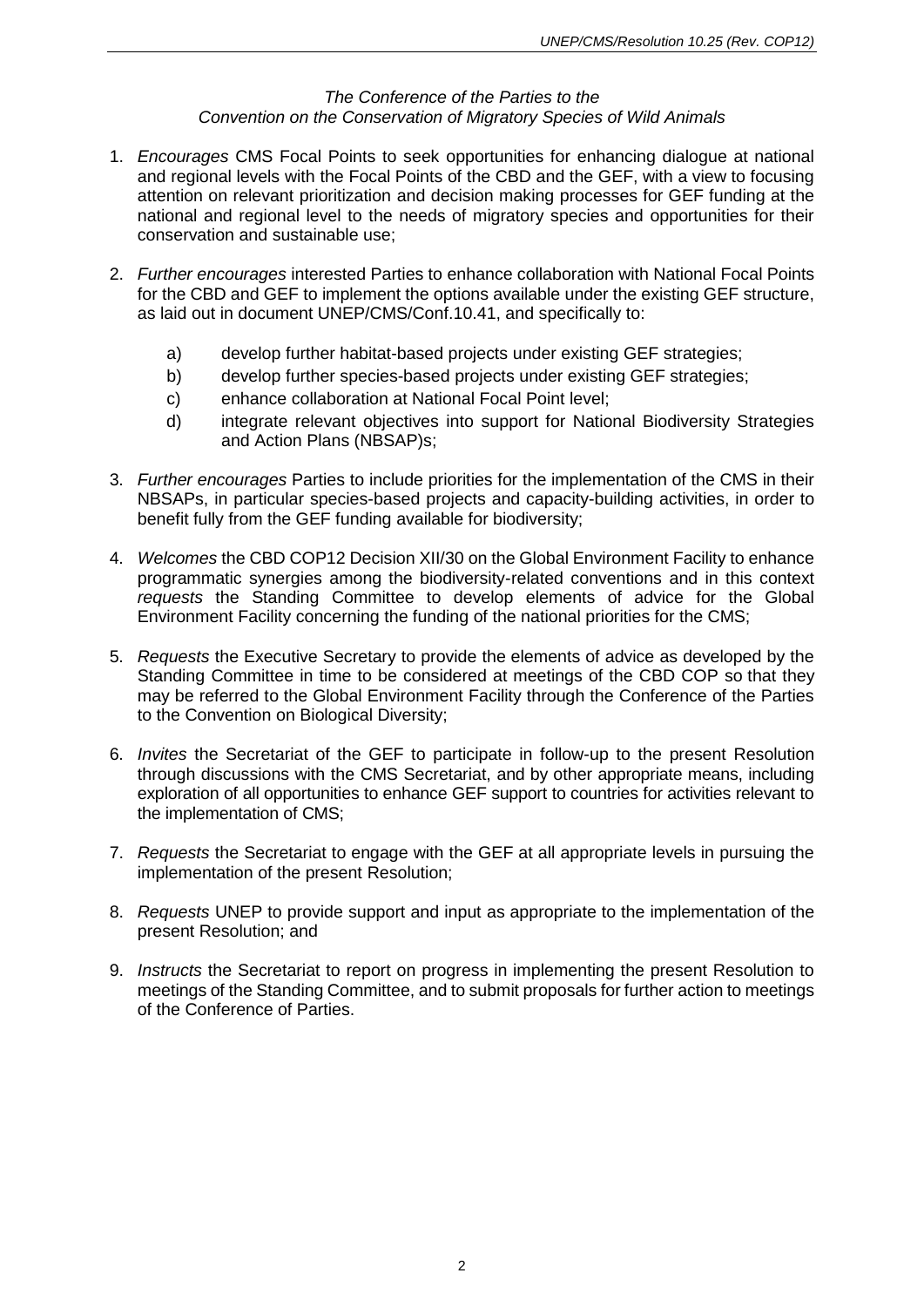*The Conference of the Parties to the*
*Convention on the Conservation of Migratory Species of Wild Animals*

1. *Encourages* CMS Focal Points to seek opportunities for enhancing dialogue at national and regional levels with the Focal Points of the CBD and the GEF, with a view to focusing attention on relevant prioritization and decision making processes for GEF funding at the national and regional level to the needs of migratory species and opportunities for their conservation and sustainable use;

2. *Further encourages* interested Parties to enhance collaboration with National Focal Points for the CBD and GEF to implement the options available under the existing GEF structure, as laid out in document UNEP/CMS/Conf.10.41, and specifically to:

   a) develop further habitat-based projects under existing GEF strategies;
   b) develop further species-based projects under existing GEF strategies;
   c) enhance collaboration at National Focal Point level;
   d) integrate relevant objectives into support for National Biodiversity Strategies and Action Plans (NBSAP)s;

3. *Further encourages* Parties to include priorities for the implementation of the CMS in their NBSAPs, in particular species-based projects and capacity-building activities, in order to benefit fully from the GEF funding available for biodiversity;

4. *Welcomes* the CBD COP12 Decision XII/30 on the Global Environment Facility to enhance programmatic synergies among the biodiversity-related conventions and in this context *requests* the Standing Committee to develop elements of advice for the Global Environment Facility concerning the funding of the national priorities for the CMS;

5. *Requests* the Executive Secretary to provide the elements of advice as developed by the Standing Committee in time to be considered at meetings of the CBD COP so that they may be referred to the Global Environment Facility through the Conference of the Parties to the Convention on Biological Diversity;

6. *Invites* the Secretariat of the GEF to participate in follow-up to the present Resolution through discussions with the CMS Secretariat, and by other appropriate means, including exploration of all opportunities to enhance GEF support to countries for activities relevant to the implementation of CMS;

7. *Requests* the Secretariat to engage with the GEF at all appropriate levels in pursuing the implementation of the present Resolution;

8. *Requests* UNEP to provide support and input as appropriate to the implementation of the present Resolution; and

9. *Instructs* the Secretariat to report on progress in implementing the present Resolution to meetings of the Standing Committee, and to submit proposals for further action to meetings of the Conference of Parties.